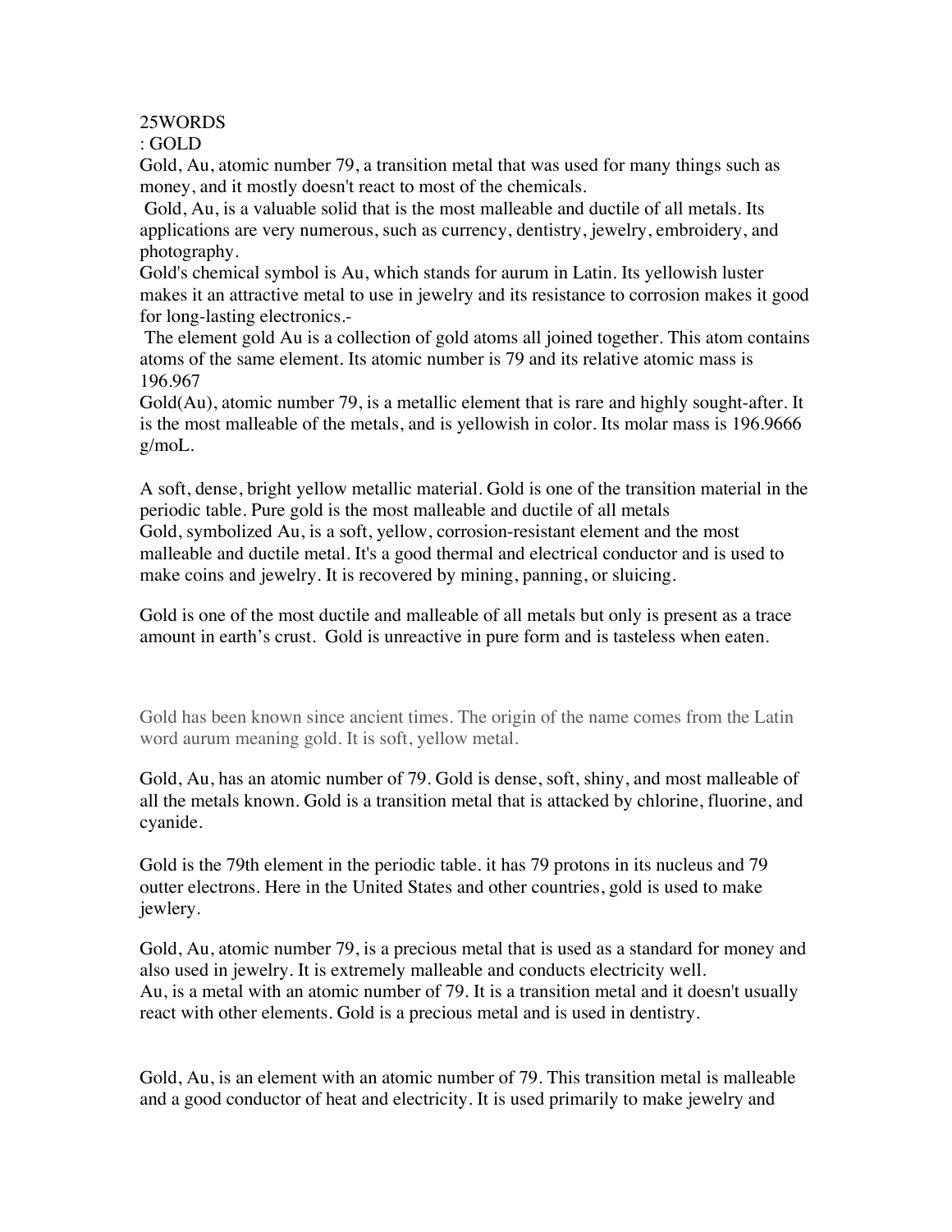25WORDS

: GOLD

Gold, Au, atomic number 79, a transition metal that was used for many things such as money, and it mostly doesn't react to most of the chemicals.

Gold, Au, is a valuable solid that is the most malleable and ductile of all metals. Its applications are very numerous, such as currency, dentistry, jewelry, embroidery, and photography.

Gold's chemical symbol is Au, which stands for aurum in Latin. Its yellowish luster makes it an attractive metal to use in jewelry and its resistance to corrosion makes it good for long-lasting electronics.-

The element gold Au is a collection of gold atoms all joined together. This atom contains atoms of the same element. Its atomic number is 79 and its relative atomic mass is 196.967

Gold(Au), atomic number 79, is a metallic element that is rare and highly sought-after. It is the most malleable of the metals, and is yellowish in color. Its molar mass is 196.9666 g/moL.

A soft, dense, bright yellow metallic material. Gold is one of the transition material in the periodic table. Pure gold is the most malleable and ductile of all metals

Gold, symbolized Au, is a soft, yellow, corrosion-resistant element and the most malleable and ductile metal. It's a good thermal and electrical conductor and is used to make coins and jewelry. It is recovered by mining, panning, or sluicing.

Gold is one of the most ductile and malleable of all metals but only is present as a trace amount in earth's crust. Gold is unreactive in pure form and is tasteless when eaten.

Gold has been known since ancient times. The origin of the name comes from the Latin word aurum meaning gold. It is soft, yellow metal.

Gold, Au, has an atomic number of 79. Gold is dense, soft, shiny, and most malleable of all the metals known. Gold is a transition metal that is attacked by chlorine, fluorine, and cyanide.

Gold is the 79th element in the periodic table. it has 79 protons in its nucleus and 79 outter electrons. Here in the United States and other countries, gold is used to make jewlery.

Gold, Au, atomic number 79, is a precious metal that is used as a standard for money and also used in jewelry. It is extremely malleable and conducts electricity well.

Au, is a metal with an atomic number of 79. It is a transition metal and it doesn't usually react with other elements. Gold is a precious metal and is used in dentistry.

Gold, Au, is an element with an atomic number of 79. This transition metal is malleable and a good conductor of heat and electricity. It is used primarily to make jewelry and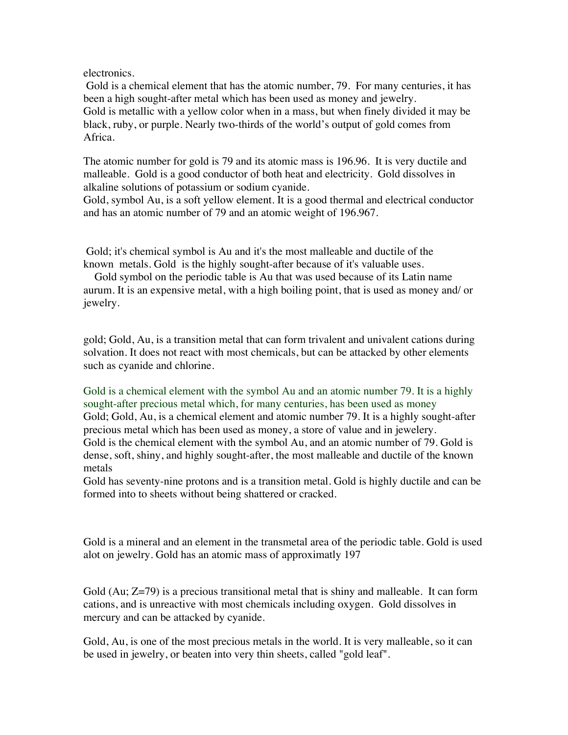electronics.

Gold is a chemical element that has the atomic number, 79. For many centuries, it has been a high sought-after metal which has been used as money and jewelry.
Gold is metallic with a yellow color when in a mass, but when finely divided it may be black, ruby, or purple. Nearly two-thirds of the world's output of gold comes from Africa.

The atomic number for gold is 79 and its atomic mass is 196.96. It is very ductile and malleable. Gold is a good conductor of both heat and electricity. Gold dissolves in alkaline solutions of potassium or sodium cyanide.
Gold, symbol Au, is a soft yellow element. It is a good thermal and electrical conductor and has an atomic number of 79 and an atomic weight of 196.967.

Gold; it's chemical symbol is Au and it's the most malleable and ductile of the known metals. Gold is the highly sought-after because of it's valuable uses.
Gold symbol on the periodic table is Au that was used because of its Latin name aurum. It is an expensive metal, with a high boiling point, that is used as money and/ or jewelry.

gold; Gold, Au, is a transition metal that can form trivalent and univalent cations during solvation. It does not react with most chemicals, but can be attacked by other elements such as cyanide and chlorine.

Gold is a chemical element with the symbol Au and an atomic number 79. It is a highly sought-after precious metal which, for many centuries, has been used as money
Gold; Gold, Au, is a chemical element and atomic number 79. It is a highly sought-after precious metal which has been used as money, a store of value and in jewelery.
Gold is the chemical element with the symbol Au, and an atomic number of 79. Gold is dense, soft, shiny, and highly sought-after, the most malleable and ductile of the known metals
Gold has seventy-nine protons and is a transition metal. Gold is highly ductile and can be formed into to sheets without being shattered or cracked.

Gold is a mineral and an element in the transmetal area of the periodic table. Gold is used alot on jewelry. Gold has an atomic mass of approximatly 197

Gold (Au; Z=79) is a precious transitional metal that is shiny and malleable. It can form cations, and is unreactive with most chemicals including oxygen. Gold dissolves in mercury and can be attacked by cyanide.

Gold, Au, is one of the most precious metals in the world. It is very malleable, so it can be used in jewelry, or beaten into very thin sheets, called "gold leaf".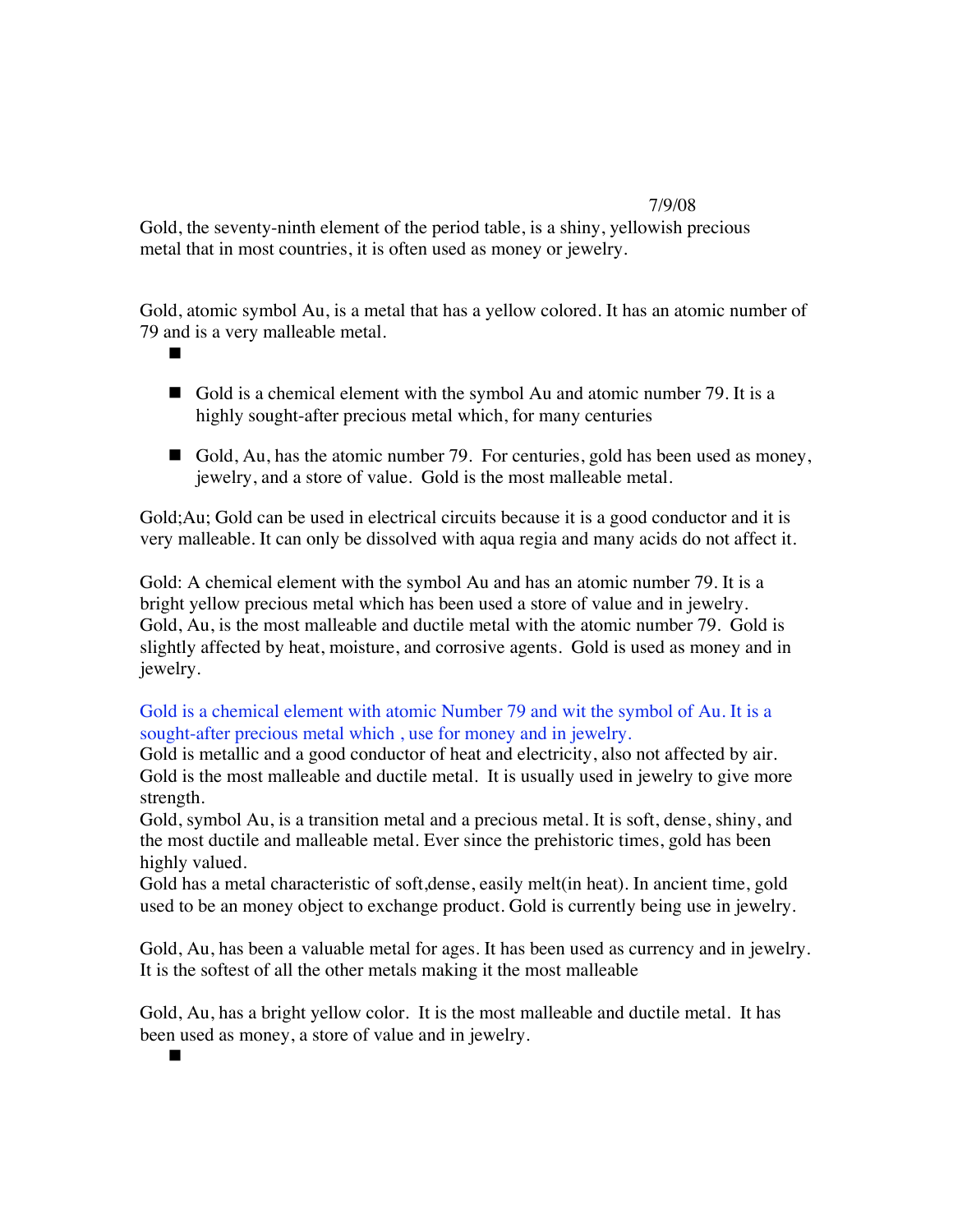7/9/08

Gold, the seventy-ninth element of the period table, is a shiny, yellowish precious metal that in most countries, it is often used as money or jewelry.

Gold, atomic symbol Au, is a metal that has a yellow colored. It has an atomic number of 79 and is a very malleable metal.

- 

- Gold is a chemical element with the symbol Au and atomic number 79. It is a highly sought-after precious metal which, for many centuries

- Gold, Au, has the atomic number 79. For centuries, gold has been used as money, jewelry, and a store of value. Gold is the most malleable metal.

Gold;Au; Gold can be used in electrical circuits because it is a good conductor and it is very malleable. It can only be dissolved with aqua regia and many acids do not affect it.

Gold: A chemical element with the symbol Au and has an atomic number 79. It is a bright yellow precious metal which has been used a store of value and in jewelry.
Gold, Au, is the most malleable and ductile metal with the atomic number 79. Gold is slightly affected by heat, moisture, and corrosive agents. Gold is used as money and in jewelry.

Gold is a chemical element with atomic Number 79 and wit the symbol of Au. It is a sought-after precious metal which , use for money and in jewelry.
Gold is metallic and a good conductor of heat and electricity, also not affected by air. Gold is the most malleable and ductile metal. It is usually used in jewelry to give more strength.
Gold, symbol Au, is a transition metal and a precious metal. It is soft, dense, shiny, and the most ductile and malleable metal. Ever since the prehistoric times, gold has been highly valued.
Gold has a metal characteristic of soft,dense, easily melt(in heat). In ancient time, gold used to be an money object to exchange product. Gold is currently being use in jewelry.

Gold, Au, has been a valuable metal for ages. It has been used as currency and in jewelry. It is the softest of all the other metals making it the most malleable

Gold, Au, has a bright yellow color. It is the most malleable and ductile metal. It has been used as money, a store of value and in jewelry.

-